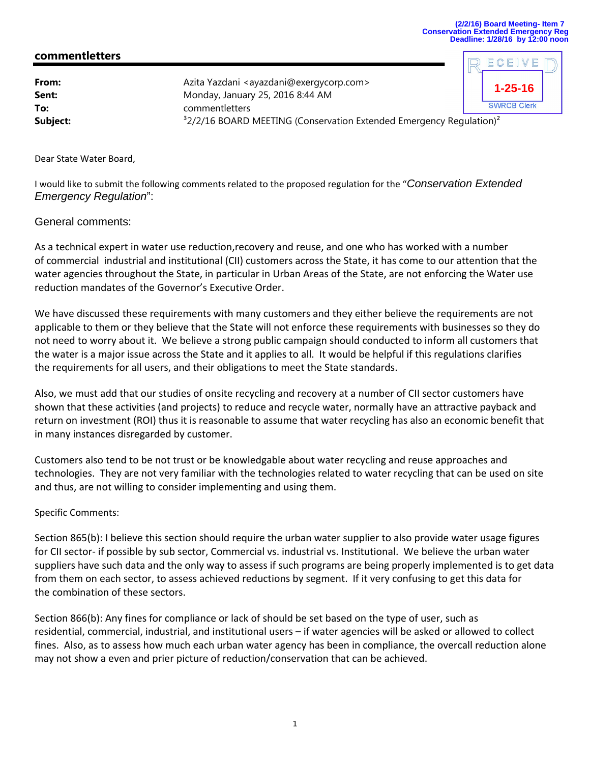(2/2/16) Board Meeting- Item 7
Conservation Extended Emergency Reg
Deadline: 1/28/16 by 12:00 noon

## commentletters

RECEIVED
1-25-16
SWRCB Clerk

**From:** Azita Yazdani <ayazdani@exergycorp.com>
**Sent:** Monday, January 25, 2016 8:44 AM
**To:** commentletters
**Subject:** [3]2/2/16 BOARD MEETING (Conservation Extended Emergency Regulation)[2]

Dear State Water Board,

I would like to submit the following comments related to the proposed regulation for the "*Conservation Extended Emergency Regulation*":

General comments:

As a technical expert in water use reduction,recovery and reuse, and one who has worked with a number of commercial industrial and institutional (CII) customers across the State, it has come to our attention that the water agencies throughout the State, in particular in Urban Areas of the State, are not enforcing the Water use reduction mandates of the Governor's Executive Order.

We have discussed these requirements with many customers and they either believe the requirements are not applicable to them or they believe that the State will not enforce these requirements with businesses so they do not need to worry about it. We believe a strong public campaign should conducted to inform all customers that the water is a major issue across the State and it applies to all. It would be helpful if this regulations clarifies the requirements for all users, and their obligations to meet the State standards.

Also, we must add that our studies of onsite recycling and recovery at a number of CII sector customers have shown that these activities (and projects) to reduce and recycle water, normally have an attractive payback and return on investment (ROI) thus it is reasonable to assume that water recycling has also an economic benefit that in many instances disregarded by customer.

Customers also tend to be not trust or be knowledgable about water recycling and reuse approaches and technologies. They are not very familiar with the technologies related to water recycling that can be used on site and thus, are not willing to consider implementing and using them.

Specific Comments:

Section 865(b): I believe this section should require the urban water supplier to also provide water usage figures for CII sector- if possible by sub sector, Commercial vs. industrial vs. Institutional. We believe the urban water suppliers have such data and the only way to assess if such programs are being properly implemented is to get data from them on each sector, to assess achieved reductions by segment. If it very confusing to get this data for the combination of these sectors.

Section 866(b): Any fines for compliance or lack of should be set based on the type of user, such as residential, commercial, industrial, and institutional users – if water agencies will be asked or allowed to collect fines. Also, as to assess how much each urban water agency has been in compliance, the overcall reduction alone may not show a even and prier picture of reduction/conservation that can be achieved.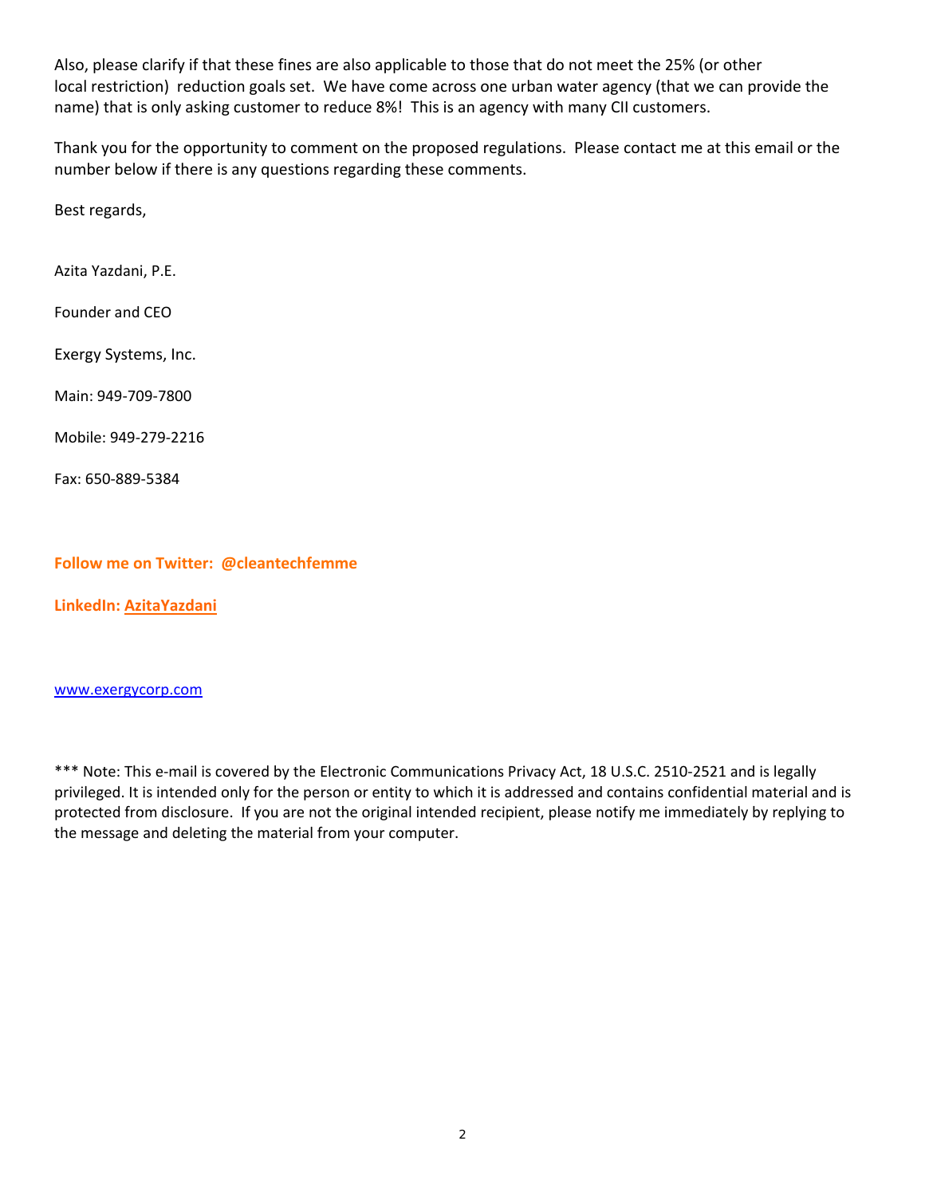Also, please clarify if that these fines are also applicable to those that do not meet the 25% (or other local restriction) reduction goals set. We have come across one urban water agency (that we can provide the name) that is only asking customer to reduce 8%! This is an agency with many CII customers.

Thank you for the opportunity to comment on the proposed regulations. Please contact me at this email or the number below if there is any questions regarding these comments.

Best regards,

Azita Yazdani, P.E.

Founder and CEO

Exergy Systems, Inc.

Main: 949-709-7800

Mobile: 949-279-2216

Fax: 650-889-5384

**Follow me on Twitter: @cleantechfemme**

**LinkedIn: AzitaYazdani**

www.exergycorp.com

*** Note: This e-mail is covered by the Electronic Communications Privacy Act, 18 U.S.C. 2510-2521 and is legally privileged. It is intended only for the person or entity to which it is addressed and contains confidential material and is protected from disclosure. If you are not the original intended recipient, please notify me immediately by replying to the message and deleting the material from your computer.